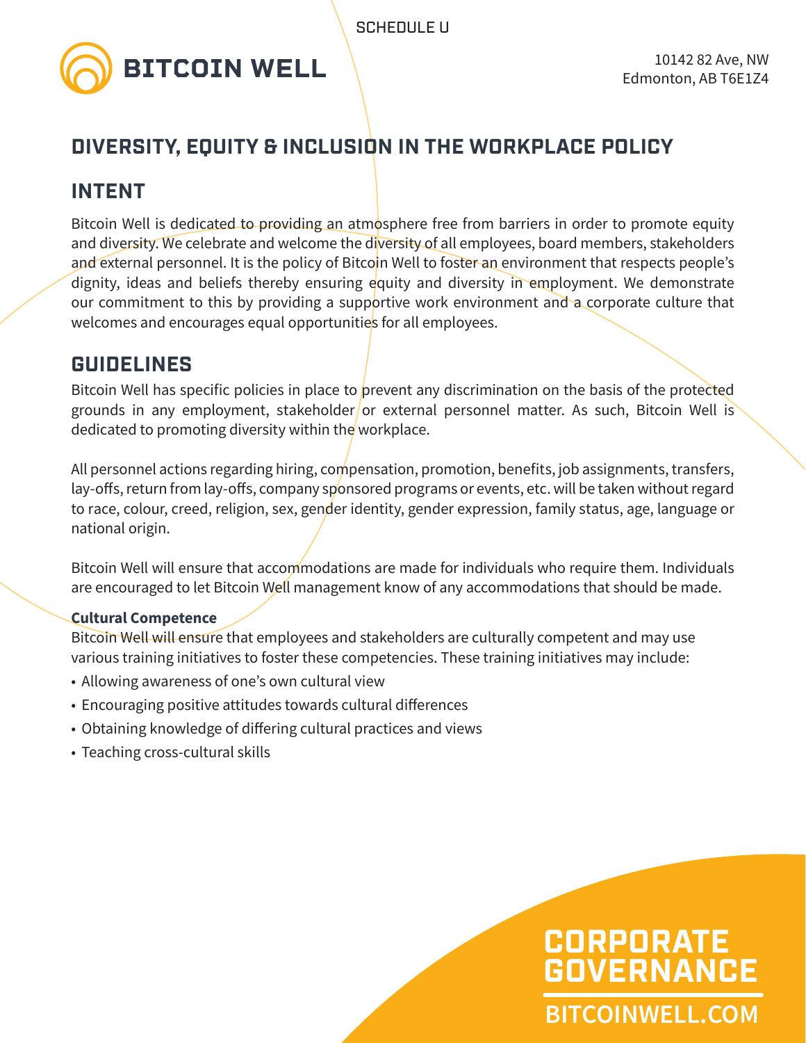SCHEDULE U

**BITCOIN WELL**

10142 82 Ave, NW
Edmonton, AB T6E1Z4

# DIVERSITY, EQUITY & INCLUSION IN THE WORKPLACE POLICY

## INTENT

Bitcoin Well is dedicated to providing an atmosphere free from barriers in order to promote equity and diversity. We celebrate and welcome the diversity of all employees, board members, stakeholders and external personnel. It is the policy of Bitcoin Well to foster an environment that respects people's dignity, ideas and beliefs thereby ensuring equity and diversity in employment. We demonstrate our commitment to this by providing a supportive work environment and a corporate culture that welcomes and encourages equal opportunities for all employees.

## GUIDELINES

Bitcoin Well has specific policies in place to prevent any discrimination on the basis of the protected grounds in any employment, stakeholder or external personnel matter. As such, Bitcoin Well is dedicated to promoting diversity within the workplace.

All personnel actions regarding hiring, compensation, promotion, benefits, job assignments, transfers, lay-offs, return from lay-offs, company sponsored programs or events, etc. will be taken without regard to race, colour, creed, religion, sex, gender identity, gender expression, family status, age, language or national origin.

Bitcoin Well will ensure that accommodations are made for individuals who require them. Individuals are encouraged to let Bitcoin Well management know of any accommodations that should be made.

**Cultural Competence**

Bitcoin Well will ensure that employees and stakeholders are culturally competent and may use various training initiatives to foster these competencies. These training initiatives may include:

- Allowing awareness of one's own cultural view
- Encouraging positive attitudes towards cultural differences
- Obtaining knowledge of differing cultural practices and views
- Teaching cross-cultural skills

**CORPORATE GOVERNANCE**

**BITCOINWELL.COM**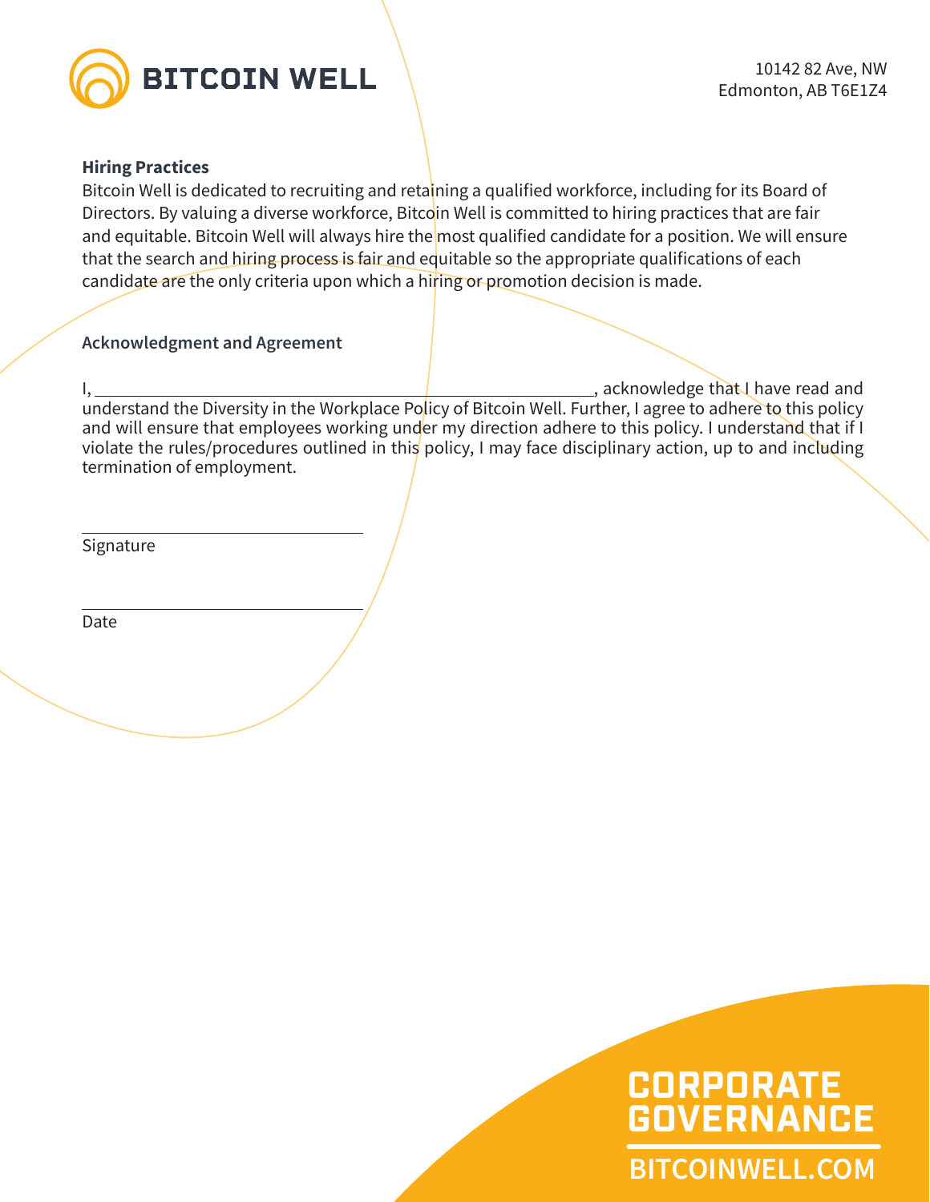### Hiring Practices

Bitcoin Well is dedicated to recruiting and retaining a qualified workforce, including for its Board of Directors. By valuing a diverse workforce, Bitcoin Well is committed to hiring practices that are fair and equitable. Bitcoin Well will always hire the most qualified candidate for a position. We will ensure that the search and hiring process is fair and equitable so the appropriate qualifications of each candidate are the only criteria upon which a hiring or promotion decision is made.

### Acknowledgment and Agreement

I, \_\_\_\_\_\_\_\_\_\_\_\_\_\_\_\_\_\_\_\_\_\_\_\_\_\_\_\_\_\_\_\_\_\_\_\_\_\_\_\_\_\_\_\_\_\_\_\_\_\_\_\_, acknowledge that I have read and understand the Diversity in the Workplace Policy of Bitcoin Well. Further, I agree to adhere to this policy and will ensure that employees working under my direction adhere to this policy. I understand that if I violate the rules/procedures outlined in this policy, I may face disciplinary action, up to and including termination of employment.

\_\_\_\_\_\_\_\_\_\_\_\_\_\_\_\_\_\_\_\_\_\_\_\_\_\_\_\_\_\_\_\_

Signature

\_\_\_\_\_\_\_\_\_\_\_\_\_\_\_\_\_\_\_\_\_\_\_\_\_\_\_\_\_\_\_\_

Date